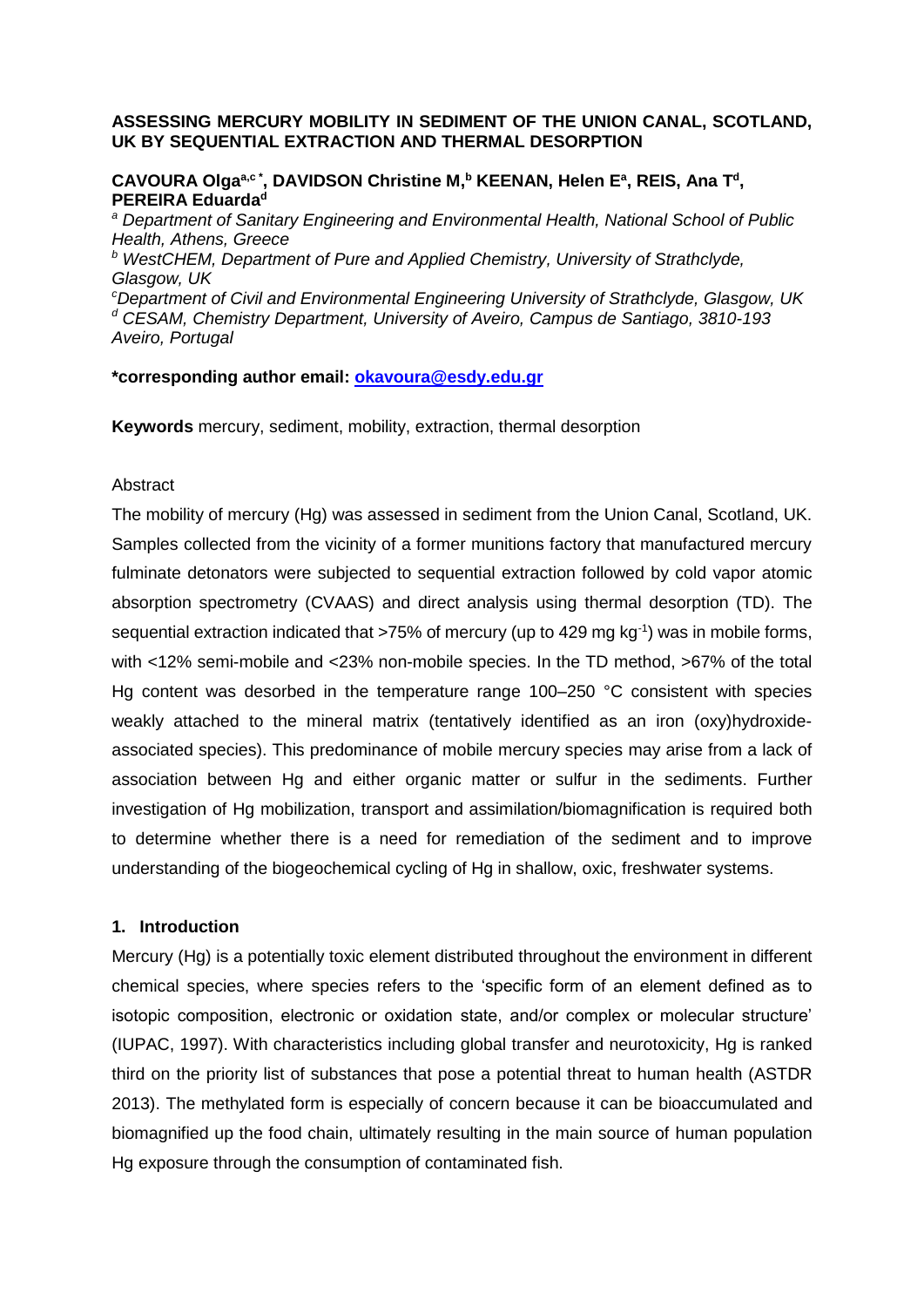# ASSESSING MERCURY MOBILITY IN SEDIMENT OF THE UNION CANAL, SCOTLAND, UK BY SEQUENTIAL EXTRACTION AND THERMAL DESORPTION

**CAVOURA Olga[a,c*], DAVIDSON Christine M,[b] KEENAN, Helen E[a], REIS, Ana T[d], PEREIRA Eduarda[d]**

*[a] Department of Sanitary Engineering and Environmental Health, National School of Public Health, Athens, Greece*

*[b] WestCHEM, Department of Pure and Applied Chemistry, University of Strathclyde, Glasgow, UK*

*[c]Department of Civil and Environmental Engineering University of Strathclyde, Glasgow, UK*

*[d] CESAM, Chemistry Department, University of Aveiro, Campus de Santiago, 3810-193 Aveiro, Portugal*

**\*corresponding author email: okavoura@esdy.edu.gr**

**Keywords** mercury, sediment, mobility, extraction, thermal desorption

Abstract

The mobility of mercury (Hg) was assessed in sediment from the Union Canal, Scotland, UK. Samples collected from the vicinity of a former munitions factory that manufactured mercury fulminate detonators were subjected to sequential extraction followed by cold vapor atomic absorption spectrometry (CVAAS) and direct analysis using thermal desorption (TD). The sequential extraction indicated that >75% of mercury (up to 429 mg $kg^{-1}$) was in mobile forms, with <12% semi-mobile and <23% non-mobile species. In the TD method, >67% of the total Hg content was desorbed in the temperature range 100–250 °C consistent with species weakly attached to the mineral matrix (tentatively identified as an iron (oxy)hydroxide-associated species). This predominance of mobile mercury species may arise from a lack of association between Hg and either organic matter or sulfur in the sediments. Further investigation of Hg mobilization, transport and assimilation/biomagnification is required both to determine whether there is a need for remediation of the sediment and to improve understanding of the biogeochemical cycling of Hg in shallow, oxic, freshwater systems.

## 1. Introduction

Mercury (Hg) is a potentially toxic element distributed throughout the environment in different chemical species, where species refers to the 'specific form of an element defined as to isotopic composition, electronic or oxidation state, and/or complex or molecular structure' (IUPAC, 1997). With characteristics including global transfer and neurotoxicity, Hg is ranked third on the priority list of substances that pose a potential threat to human health (ASTDR 2013). The methylated form is especially of concern because it can be bioaccumulated and biomagnified up the food chain, ultimately resulting in the main source of human population Hg exposure through the consumption of contaminated fish.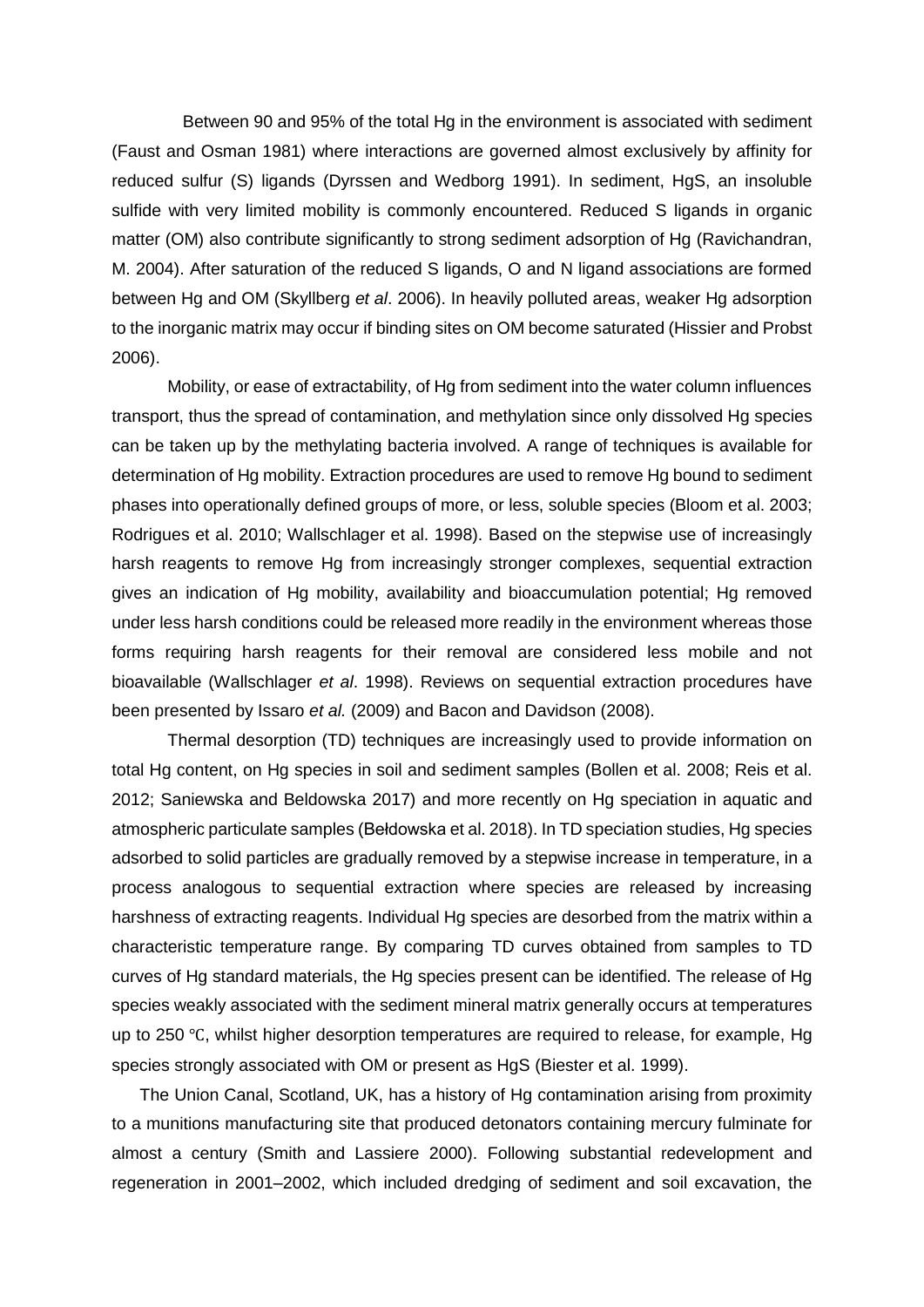Between 90 and 95% of the total Hg in the environment is associated with sediment (Faust and Osman 1981) where interactions are governed almost exclusively by affinity for reduced sulfur (S) ligands (Dyrssen and Wedborg 1991). In sediment, HgS, an insoluble sulfide with very limited mobility is commonly encountered. Reduced S ligands in organic matter (OM) also contribute significantly to strong sediment adsorption of Hg (Ravichandran, M. 2004). After saturation of the reduced S ligands, O and N ligand associations are formed between Hg and OM (Skyllberg *et al*. 2006). In heavily polluted areas, weaker Hg adsorption to the inorganic matrix may occur if binding sites on OM become saturated (Hissier and Probst 2006).

Mobility, or ease of extractability, of Hg from sediment into the water column influences transport, thus the spread of contamination, and methylation since only dissolved Hg species can be taken up by the methylating bacteria involved. A range of techniques is available for determination of Hg mobility. Extraction procedures are used to remove Hg bound to sediment phases into operationally defined groups of more, or less, soluble species (Bloom et al. 2003; Rodrigues et al. 2010; Wallschlager et al. 1998). Based on the stepwise use of increasingly harsh reagents to remove Hg from increasingly stronger complexes, sequential extraction gives an indication of Hg mobility, availability and bioaccumulation potential; Hg removed under less harsh conditions could be released more readily in the environment whereas those forms requiring harsh reagents for their removal are considered less mobile and not bioavailable (Wallschlager *et al*. 1998). Reviews on sequential extraction procedures have been presented by Issaro *et al.* (2009) and Bacon and Davidson (2008).

Thermal desorption (TD) techniques are increasingly used to provide information on total Hg content, on Hg species in soil and sediment samples (Bollen et al. 2008; Reis et al. 2012; Saniewska and Beldowska 2017) and more recently on Hg speciation in aquatic and atmospheric particulate samples (Bełdowska et al. 2018). In TD speciation studies, Hg species adsorbed to solid particles are gradually removed by a stepwise increase in temperature, in a process analogous to sequential extraction where species are released by increasing harshness of extracting reagents. Individual Hg species are desorbed from the matrix within a characteristic temperature range. By comparing TD curves obtained from samples to TD curves of Hg standard materials, the Hg species present can be identified. The release of Hg species weakly associated with the sediment mineral matrix generally occurs at temperatures up to 250 ℃, whilst higher desorption temperatures are required to release, for example, Hg species strongly associated with OM or present as HgS (Biester et al. 1999).

The Union Canal, Scotland, UK, has a history of Hg contamination arising from proximity to a munitions manufacturing site that produced detonators containing mercury fulminate for almost a century (Smith and Lassiere 2000). Following substantial redevelopment and regeneration in 2001–2002, which included dredging of sediment and soil excavation, the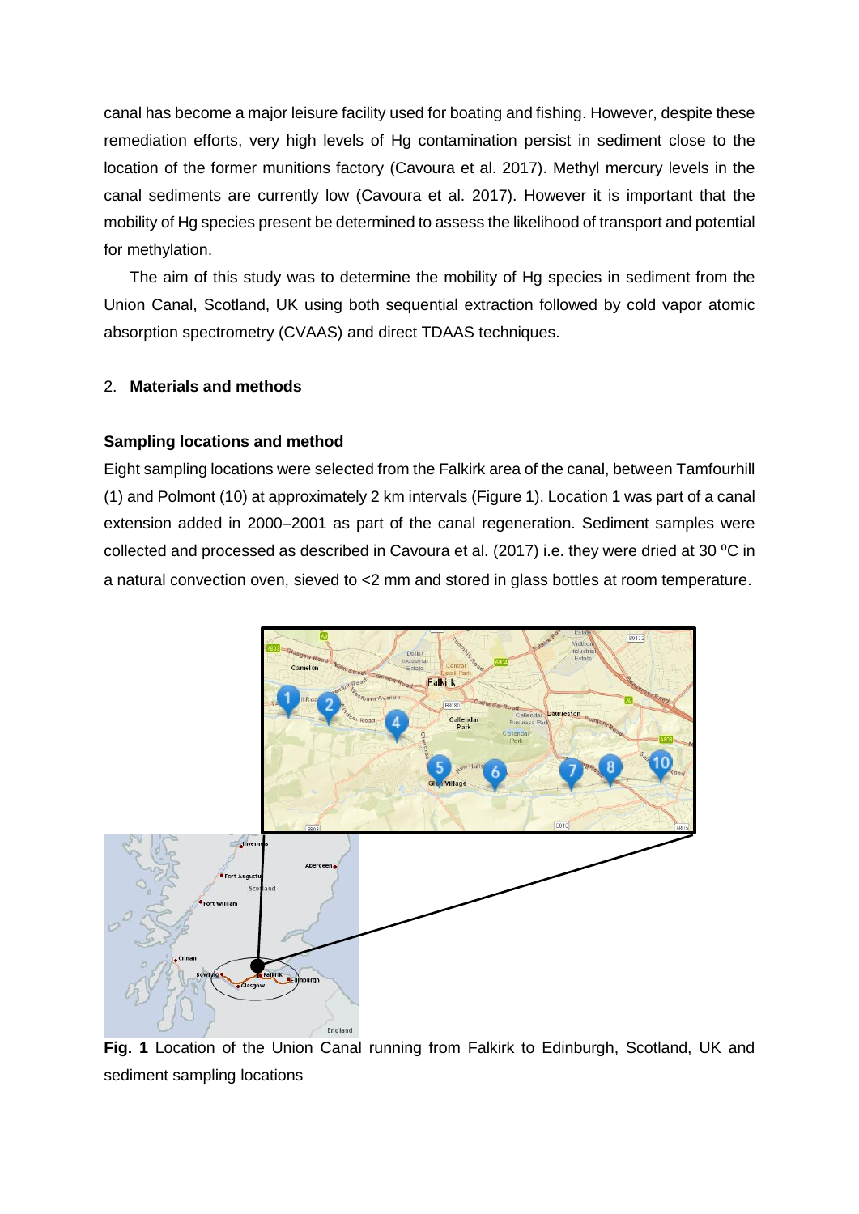canal has become a major leisure facility used for boating and fishing. However, despite these remediation efforts, very high levels of Hg contamination persist in sediment close to the location of the former munitions factory (Cavoura et al. 2017). Methyl mercury levels in the canal sediments are currently low (Cavoura et al. 2017). However it is important that the mobility of Hg species present be determined to assess the likelihood of transport and potential for methylation.

The aim of this study was to determine the mobility of Hg species in sediment from the Union Canal, Scotland, UK using both sequential extraction followed by cold vapor atomic absorption spectrometry (CVAAS) and direct TDAAS techniques.

## 2. **Materials and methods**

### Sampling locations and method

Eight sampling locations were selected from the Falkirk area of the canal, between Tamfourhill (1) and Polmont (10) at approximately 2 km intervals (Figure 1). Location 1 was part of a canal extension added in 2000–2001 as part of the canal regeneration. Sediment samples were collected and processed as described in Cavoura et al. (2017) i.e. they were dried at 30 ºC in a natural convection oven, sieved to <2 mm and stored in glass bottles at room temperature.

**Fig. 1** Location of the Union Canal running from Falkirk to Edinburgh, Scotland, UK and sediment sampling locations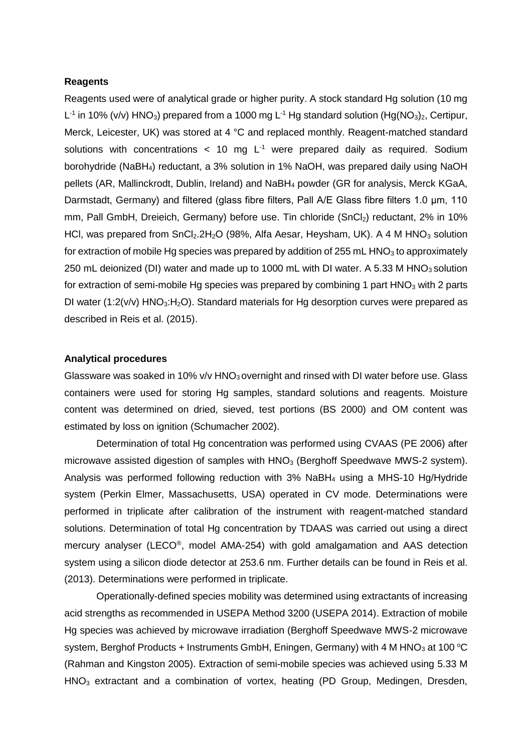**Reagents**

Reagents used were of analytical grade or higher purity. A stock standard Hg solution (10 mg $L^{-1}$ in 10% (v/v) $HNO_3$) prepared from a 1000 mg $L^{-1}$ Hg standard solution ($Hg(NO_3)_2$, Certipur, Merck, Leicester, UK) was stored at 4 °C and replaced monthly. Reagent-matched standard solutions with concentrations < 10 mg $L^{-1}$ were prepared daily as required. Sodium borohydride ($NaBH_4$) reductant, a 3% solution in 1% NaOH, was prepared daily using NaOH pellets (AR, Mallinckrodt, Dublin, Ireland) and $NaBH_4$ powder (GR for analysis, Merck KGaA, Darmstadt, Germany) and filtered (glass fibre filters, Pall A/E Glass fibre filters 1.0 µm, 110 mm, Pall GmbH, Dreieich, Germany) before use. Tin chloride ($SnCl_2$) reductant, 2% in 10% HCl, was prepared from $SnCl_2.2H_2O$ (98%, Alfa Aesar, Heysham, UK). A 4 M $HNO_3$ solution for extraction of mobile Hg species was prepared by addition of 255 mL $HNO_3$ to approximately 250 mL deionized (DI) water and made up to 1000 mL with DI water. A 5.33 M $HNO_3$ solution for extraction of semi-mobile Hg species was prepared by combining 1 part $HNO_3$ with 2 parts DI water (1:2(v/v) $HNO_3$:$H_2O$). Standard materials for Hg desorption curves were prepared as described in Reis et al. (2015).

**Analytical procedures**

Glassware was soaked in 10% v/v $HNO_3$ overnight and rinsed with DI water before use. Glass containers were used for storing Hg samples, standard solutions and reagents. Moisture content was determined on dried, sieved, test portions (BS 2000) and OM content was estimated by loss on ignition (Schumacher 2002).

Determination of total Hg concentration was performed using CVAAS (PE 2006) after microwave assisted digestion of samples with $HNO_3$ (Berghoff Speedwave MWS-2 system). Analysis was performed following reduction with 3% $NaBH_4$ using a MHS-10 Hg/Hydride system (Perkin Elmer, Massachusetts, USA) operated in CV mode. Determinations were performed in triplicate after calibration of the instrument with reagent-matched standard solutions. Determination of total Hg concentration by TDAAS was carried out using a direct mercury analyser (LECO®, model AMA-254) with gold amalgamation and AAS detection system using a silicon diode detector at 253.6 nm. Further details can be found in Reis et al. (2013). Determinations were performed in triplicate.

Operationally-defined species mobility was determined using extractants of increasing acid strengths as recommended in USEPA Method 3200 (USEPA 2014). Extraction of mobile Hg species was achieved by microwave irradiation (Berghoff Speedwave MWS-2 microwave system, Berghof Products + Instruments GmbH, Eningen, Germany) with 4 M $HNO_3$ at 100 ºC (Rahman and Kingston 2005). Extraction of semi-mobile species was achieved using 5.33 M $HNO_3$ extractant and a combination of vortex, heating (PD Group, Medingen, Dresden,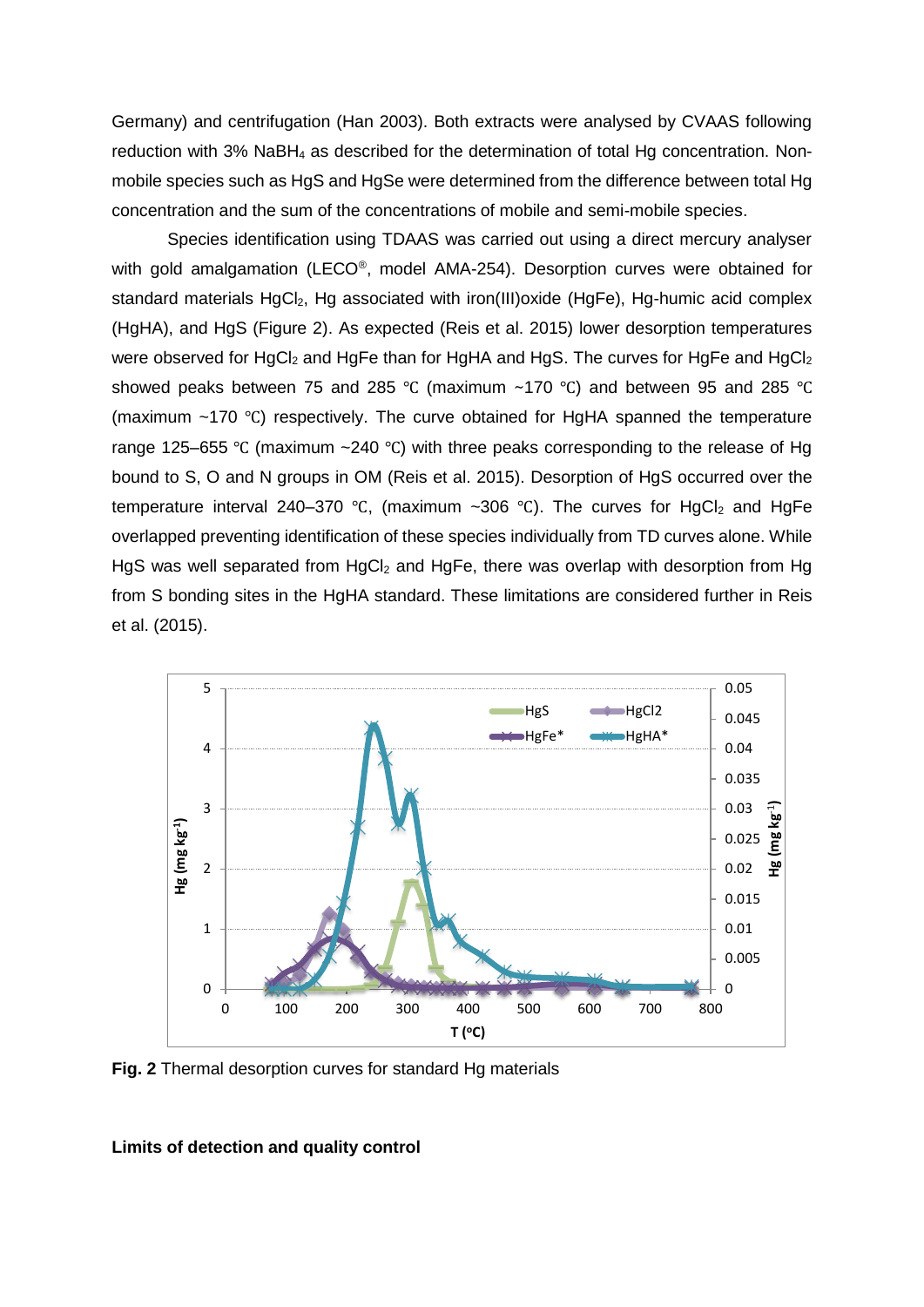Germany) and centrifugation (Han 2003). Both extracts were analysed by CVAAS following reduction with 3% $NaBH_4$ as described for the determination of total Hg concentration. Non-mobile species such as HgS and HgSe were determined from the difference between total Hg concentration and the sum of the concentrations of mobile and semi-mobile species.

Species identification using TDAAS was carried out using a direct mercury analyser with gold amalgamation (LECO®, model AMA-254). Desorption curves were obtained for standard materials $HgCl_2$, Hg associated with iron(III)oxide (HgFe), Hg-humic acid complex (HgHA), and HgS (Figure 2). As expected (Reis et al. 2015) lower desorption temperatures were observed for $HgCl_2$ and HgFe than for HgHA and HgS. The curves for HgFe and $HgCl_2$ showed peaks between 75 and 285 ℃ (maximum ~170 ℃) and between 95 and 285 ℃ (maximum ~170 ℃) respectively. The curve obtained for HgHA spanned the temperature range 125–655 ℃ (maximum ~240 ℃) with three peaks corresponding to the release of Hg bound to S, O and N groups in OM (Reis et al. 2015). Desorption of HgS occurred over the temperature interval 240–370 ℃, (maximum ~306 ℃). The curves for $HgCl_2$ and HgFe overlapped preventing identification of these species individually from TD curves alone. While HgS was well separated from $HgCl_2$ and HgFe, there was overlap with desorption from Hg from S bonding sites in the HgHA standard. These limitations are considered further in Reis et al. (2015).

**Fig. 2** Thermal desorption curves for standard Hg materials

**Limits of detection and quality control**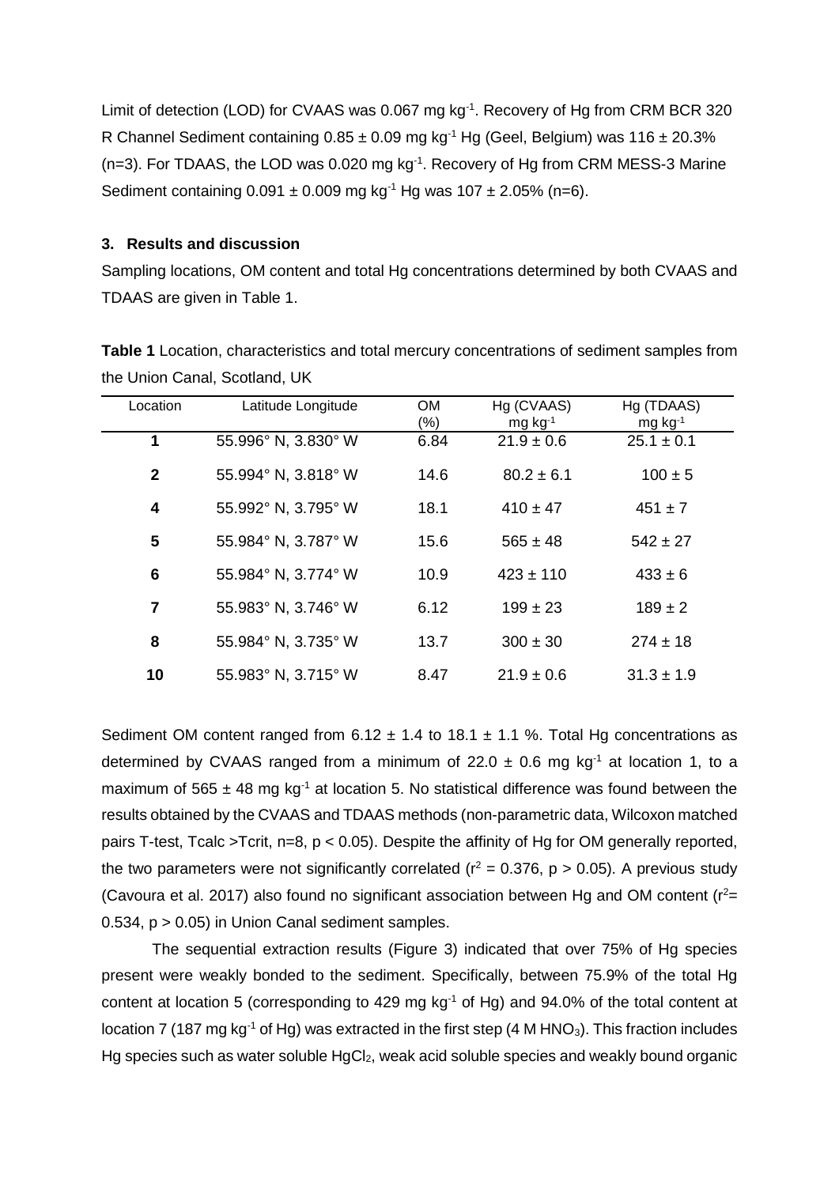Limit of detection (LOD) for CVAAS was 0.067 mg kg$^{-1}$. Recovery of Hg from CRM BCR 320 R Channel Sediment containing 0.85 ± 0.09 mg kg$^{-1}$ Hg (Geel, Belgium) was 116 ± 20.3% (n=3). For TDAAS, the LOD was 0.020 mg kg$^{-1}$. Recovery of Hg from CRM MESS-3 Marine Sediment containing 0.091 ± 0.009 mg kg$^{-1}$ Hg was 107 ± 2.05% (n=6).

## 3. Results and discussion

Sampling locations, OM content and total Hg concentrations determined by both CVAAS and TDAAS are given in Table 1.

**Table 1** Location, characteristics and total mercury concentrations of sediment samples from the Union Canal, Scotland, UK

| Location | Latitude Longitude | OM (%) | Hg (CVAAS) mg kg$^{-1}$ | Hg (TDAAS) mg kg$^{-1}$ |
|---|---|---|---|---|
| **1** | 55.996° N, 3.830° W | 6.84 | 21.9 ± 0.6 | 25.1 ± 0.1 |
| **2** | 55.994° N, 3.818° W | 14.6 | 80.2 ± 6.1 | 100 ± 5 |
| **4** | 55.992° N, 3.795° W | 18.1 | 410 ± 47 | 451 ± 7 |
| **5** | 55.984° N, 3.787° W | 15.6 | 565 ± 48 | 542 ± 27 |
| **6** | 55.984° N, 3.774° W | 10.9 | 423 ± 110 | 433 ± 6 |
| **7** | 55.983° N, 3.746° W | 6.12 | 199 ± 23 | 189 ± 2 |
| **8** | 55.984° N, 3.735° W | 13.7 | 300 ± 30 | 274 ± 18 |
| **10** | 55.983° N, 3.715° W | 8.47 | 21.9 ± 0.6 | 31.3 ± 1.9 |

Sediment OM content ranged from 6.12 ± 1.4 to 18.1 ± 1.1 %. Total Hg concentrations as determined by CVAAS ranged from a minimum of 22.0 ± 0.6 mg kg$^{-1}$ at location 1, to a maximum of 565 ± 48 mg kg$^{-1}$ at location 5. No statistical difference was found between the results obtained by the CVAAS and TDAAS methods (non-parametric data, Wilcoxon matched pairs T-test, Tcalc >Tcrit, n=8, $p < 0.05$). Despite the affinity of Hg for OM generally reported, the two parameters were not significantly correlated ($r^2 = 0.376$, $p > 0.05$). A previous study (Cavoura et al. 2017) also found no significant association between Hg and OM content ($r^2 = 0.534$, $p > 0.05$) in Union Canal sediment samples.

The sequential extraction results (Figure 3) indicated that over 75% of Hg species present were weakly bonded to the sediment. Specifically, between 75.9% of the total Hg content at location 5 (corresponding to 429 mg kg$^{-1}$ of Hg) and 94.0% of the total content at location 7 (187 mg kg$^{-1}$ of Hg) was extracted in the first step (4 M $HNO_3$). This fraction includes Hg species such as water soluble $HgCl_2$, weak acid soluble species and weakly bound organic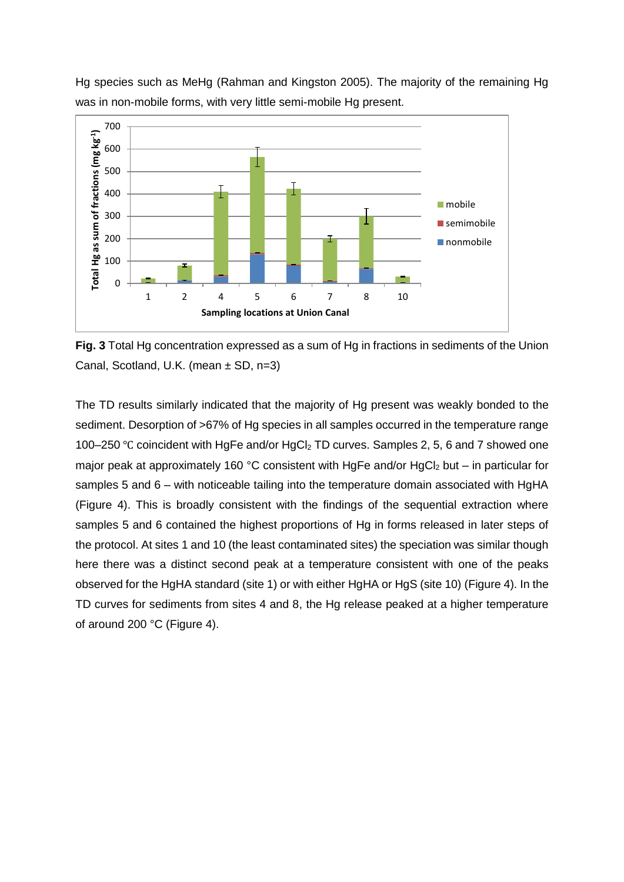Hg species such as MeHg (Rahman and Kingston 2005). The majority of the remaining Hg was in non-mobile forms, with very little semi-mobile Hg present.

**Fig. 3** Total Hg concentration expressed as a sum of Hg in fractions in sediments of the Union Canal, Scotland, U.K. (mean ± SD, n=3)

The TD results similarly indicated that the majority of Hg present was weakly bonded to the sediment. Desorption of >67% of Hg species in all samples occurred in the temperature range 100–250 ℃ coincident with HgFe and/or $HgCl_2$ TD curves. Samples 2, 5, 6 and 7 showed one major peak at approximately 160 °C consistent with HgFe and/or $HgCl_2$ but – in particular for samples 5 and 6 – with noticeable tailing into the temperature domain associated with HgHA (Figure 4). This is broadly consistent with the findings of the sequential extraction where samples 5 and 6 contained the highest proportions of Hg in forms released in later steps of the protocol. At sites 1 and 10 (the least contaminated sites) the speciation was similar though here there was a distinct second peak at a temperature consistent with one of the peaks observed for the HgHA standard (site 1) or with either HgHA or HgS (site 10) (Figure 4). In the TD curves for sediments from sites 4 and 8, the Hg release peaked at a higher temperature of around 200 °C (Figure 4).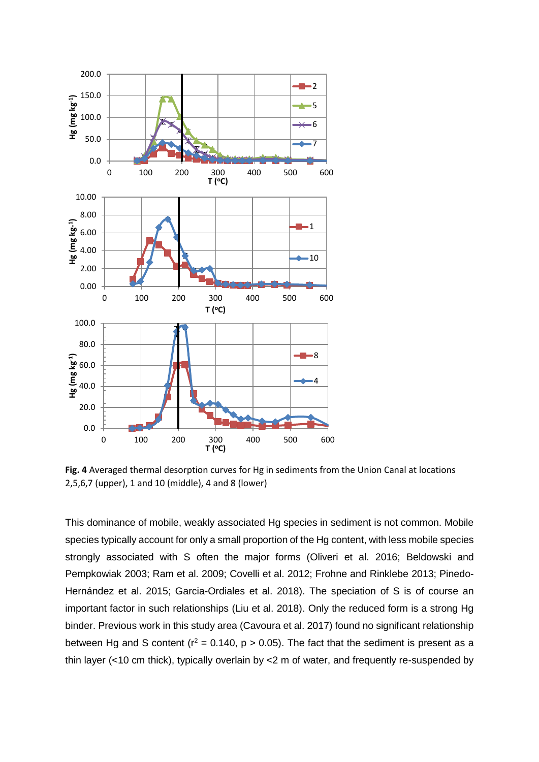**Fig. 4** Averaged thermal desorption curves for Hg in sediments from the Union Canal at locations 2,5,6,7 (upper), 1 and 10 (middle), 4 and 8 (lower)

This dominance of mobile, weakly associated Hg species in sediment is not common. Mobile species typically account for only a small proportion of the Hg content, with less mobile species strongly associated with S often the major forms (Oliveri et al. 2016; Beldowski and Pempkowiak 2003; Ram et al. 2009; Covelli et al. 2012; Frohne and Rinklebe 2013; Pinedo-Hernández et al. 2015; Garcia-Ordiales et al. 2018). The speciation of S is of course an important factor in such relationships (Liu et al. 2018). Only the reduced form is a strong Hg binder. Previous work in this study area (Cavoura et al. 2017) found no significant relationship between Hg and S content ($r^2 = 0.140$, $p > 0.05$). The fact that the sediment is present as a thin layer (<10 cm thick), typically overlain by <2 m of water, and frequently re-suspended by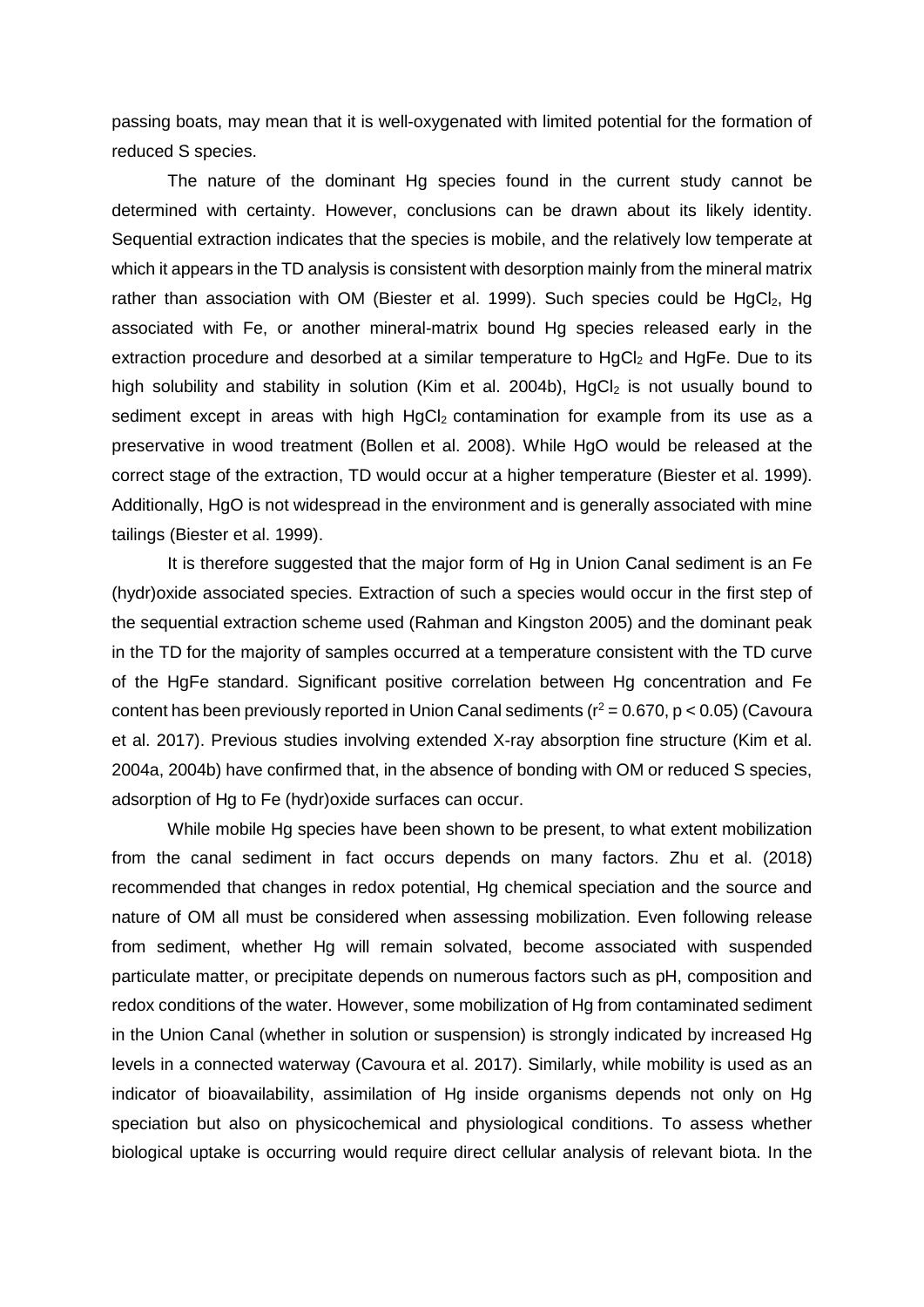passing boats, may mean that it is well-oxygenated with limited potential for the formation of reduced S species.

The nature of the dominant Hg species found in the current study cannot be determined with certainty. However, conclusions can be drawn about its likely identity. Sequential extraction indicates that the species is mobile, and the relatively low temperate at which it appears in the TD analysis is consistent with desorption mainly from the mineral matrix rather than association with OM (Biester et al. 1999). Such species could be $HgCl_2$, Hg associated with Fe, or another mineral-matrix bound Hg species released early in the extraction procedure and desorbed at a similar temperature to $HgCl_2$ and HgFe. Due to its high solubility and stability in solution (Kim et al. 2004b), $HgCl_2$ is not usually bound to sediment except in areas with high $HgCl_2$ contamination for example from its use as a preservative in wood treatment (Bollen et al. 2008). While HgO would be released at the correct stage of the extraction, TD would occur at a higher temperature (Biester et al. 1999). Additionally, HgO is not widespread in the environment and is generally associated with mine tailings (Biester et al. 1999).

It is therefore suggested that the major form of Hg in Union Canal sediment is an Fe (hydr)oxide associated species. Extraction of such a species would occur in the first step of the sequential extraction scheme used (Rahman and Kingston 2005) and the dominant peak in the TD for the majority of samples occurred at a temperature consistent with the TD curve of the HgFe standard. Significant positive correlation between Hg concentration and Fe content has been previously reported in Union Canal sediments ($r^2 = 0.670$, $p < 0.05$) (Cavoura et al. 2017). Previous studies involving extended X-ray absorption fine structure (Kim et al. 2004a, 2004b) have confirmed that, in the absence of bonding with OM or reduced S species, adsorption of Hg to Fe (hydr)oxide surfaces can occur.

While mobile Hg species have been shown to be present, to what extent mobilization from the canal sediment in fact occurs depends on many factors. Zhu et al. (2018) recommended that changes in redox potential, Hg chemical speciation and the source and nature of OM all must be considered when assessing mobilization. Even following release from sediment, whether Hg will remain solvated, become associated with suspended particulate matter, or precipitate depends on numerous factors such as pH, composition and redox conditions of the water. However, some mobilization of Hg from contaminated sediment in the Union Canal (whether in solution or suspension) is strongly indicated by increased Hg levels in a connected waterway (Cavoura et al. 2017). Similarly, while mobility is used as an indicator of bioavailability, assimilation of Hg inside organisms depends not only on Hg speciation but also on physicochemical and physiological conditions. To assess whether biological uptake is occurring would require direct cellular analysis of relevant biota. In the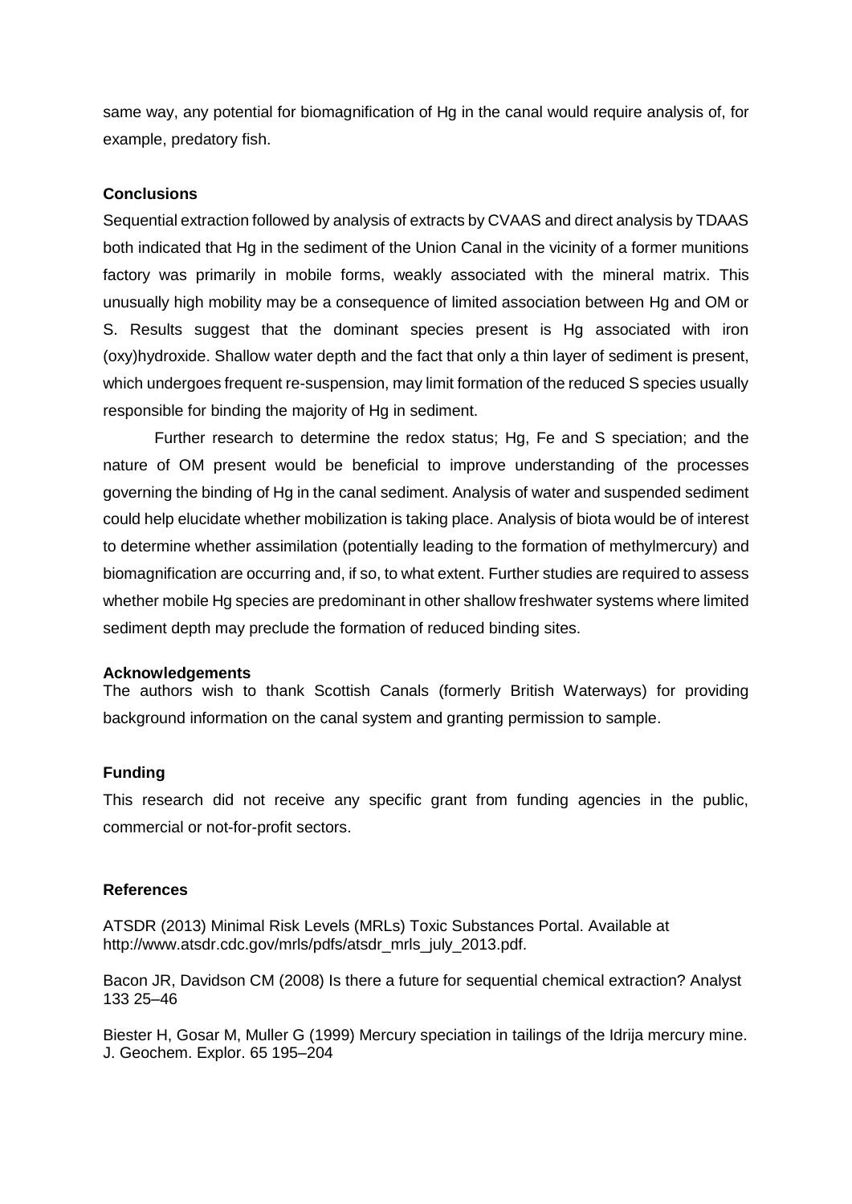same way, any potential for biomagnification of Hg in the canal would require analysis of, for example, predatory fish.

## Conclusions

Sequential extraction followed by analysis of extracts by CVAAS and direct analysis by TDAAS both indicated that Hg in the sediment of the Union Canal in the vicinity of a former munitions factory was primarily in mobile forms, weakly associated with the mineral matrix. This unusually high mobility may be a consequence of limited association between Hg and OM or S. Results suggest that the dominant species present is Hg associated with iron (oxy)hydroxide. Shallow water depth and the fact that only a thin layer of sediment is present, which undergoes frequent re-suspension, may limit formation of the reduced S species usually responsible for binding the majority of Hg in sediment.

Further research to determine the redox status; Hg, Fe and S speciation; and the nature of OM present would be beneficial to improve understanding of the processes governing the binding of Hg in the canal sediment. Analysis of water and suspended sediment could help elucidate whether mobilization is taking place. Analysis of biota would be of interest to determine whether assimilation (potentially leading to the formation of methylmercury) and biomagnification are occurring and, if so, to what extent. Further studies are required to assess whether mobile Hg species are predominant in other shallow freshwater systems where limited sediment depth may preclude the formation of reduced binding sites.

## Acknowledgements

The authors wish to thank Scottish Canals (formerly British Waterways) for providing background information on the canal system and granting permission to sample.

## Funding

This research did not receive any specific grant from funding agencies in the public, commercial or not-for-profit sectors.

## References

ATSDR (2013) Minimal Risk Levels (MRLs) Toxic Substances Portal. Available at http://www.atsdr.cdc.gov/mrls/pdfs/atsdr_mrls_july_2013.pdf.

Bacon JR, Davidson CM (2008) Is there a future for sequential chemical extraction? Analyst 133 25–46

Biester H, Gosar M, Muller G (1999) Mercury speciation in tailings of the Idrija mercury mine. J. Geochem. Explor. 65 195–204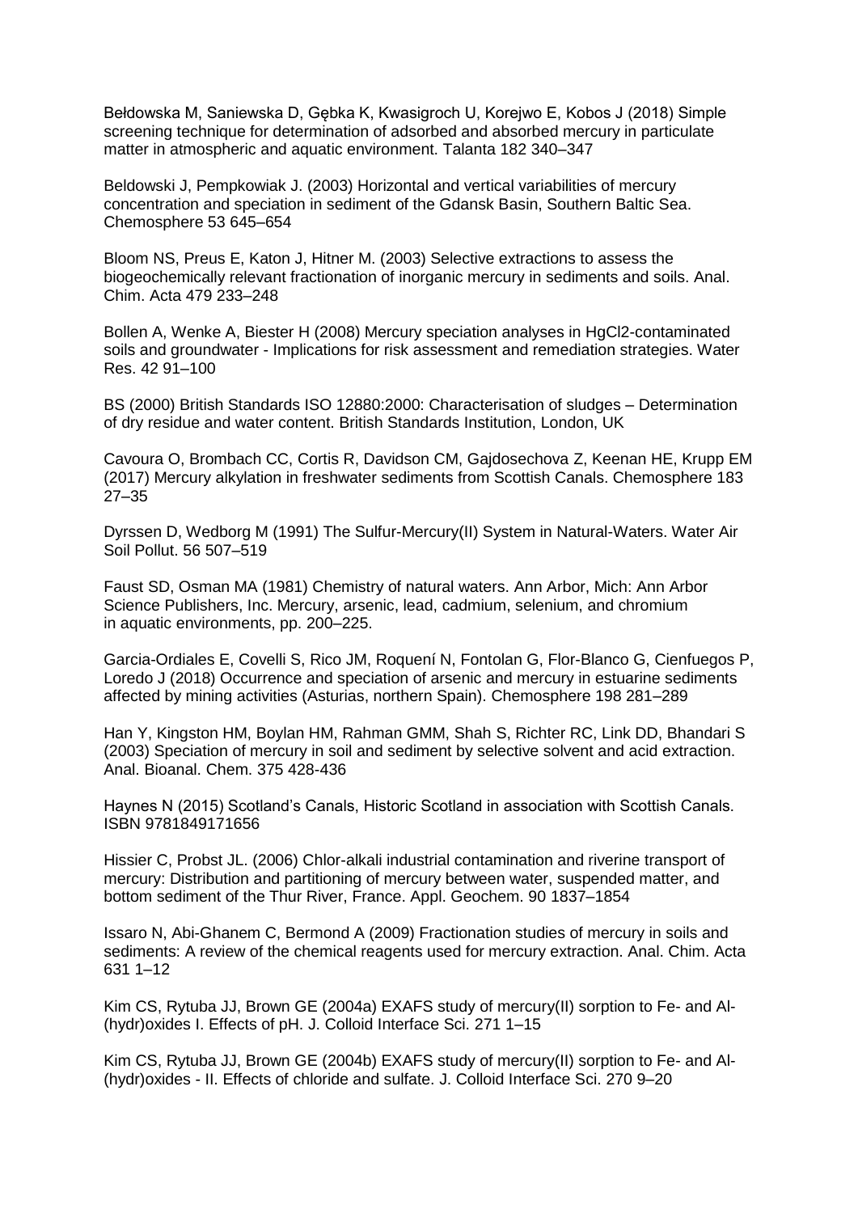Bełdowska M, Saniewska D, Gębka K, Kwasigroch U, Korejwo E, Kobos J (2018) Simple screening technique for determination of adsorbed and absorbed mercury in particulate matter in atmospheric and aquatic environment. Talanta 182 340–347

Beldowski J, Pempkowiak J. (2003) Horizontal and vertical variabilities of mercury concentration and speciation in sediment of the Gdansk Basin, Southern Baltic Sea. Chemosphere 53 645–654

Bloom NS, Preus E, Katon J, Hitner M. (2003) Selective extractions to assess the biogeochemically relevant fractionation of inorganic mercury in sediments and soils. Anal. Chim. Acta 479 233–248

Bollen A, Wenke A, Biester H (2008) Mercury speciation analyses in HgCl2-contaminated soils and groundwater - Implications for risk assessment and remediation strategies. Water Res. 42 91–100

BS (2000) British Standards ISO 12880:2000: Characterisation of sludges – Determination of dry residue and water content. British Standards Institution, London, UK

Cavoura O, Brombach CC, Cortis R, Davidson CM, Gajdosechova Z, Keenan HE, Krupp EM (2017) Mercury alkylation in freshwater sediments from Scottish Canals. Chemosphere 183 27–35

Dyrssen D, Wedborg M (1991) The Sulfur-Mercury(II) System in Natural-Waters. Water Air Soil Pollut. 56 507–519

Faust SD, Osman MA (1981) Chemistry of natural waters. Ann Arbor, Mich: Ann Arbor Science Publishers, Inc. Mercury, arsenic, lead, cadmium, selenium, and chromium in aquatic environments, pp. 200–225.

Garcia-Ordiales E, Covelli S, Rico JM, Roquení N, Fontolan G, Flor-Blanco G, Cienfuegos P, Loredo J (2018) Occurrence and speciation of arsenic and mercury in estuarine sediments affected by mining activities (Asturias, northern Spain). Chemosphere 198 281–289

Han Y, Kingston HM, Boylan HM, Rahman GMM, Shah S, Richter RC, Link DD, Bhandari S (2003) Speciation of mercury in soil and sediment by selective solvent and acid extraction. Anal. Bioanal. Chem. 375 428-436

Haynes N (2015) Scotland's Canals, Historic Scotland in association with Scottish Canals. ISBN 9781849171656

Hissier C, Probst JL. (2006) Chlor-alkali industrial contamination and riverine transport of mercury: Distribution and partitioning of mercury between water, suspended matter, and bottom sediment of the Thur River, France. Appl. Geochem. 90 1837–1854

Issaro N, Abi-Ghanem C, Bermond A (2009) Fractionation studies of mercury in soils and sediments: A review of the chemical reagents used for mercury extraction. Anal. Chim. Acta 631 1–12

Kim CS, Rytuba JJ, Brown GE (2004a) EXAFS study of mercury(II) sorption to Fe- and Al-(hydr)oxides I. Effects of pH. J. Colloid Interface Sci. 271 1–15

Kim CS, Rytuba JJ, Brown GE (2004b) EXAFS study of mercury(II) sorption to Fe- and Al-(hydr)oxides - II. Effects of chloride and sulfate. J. Colloid Interface Sci. 270 9–20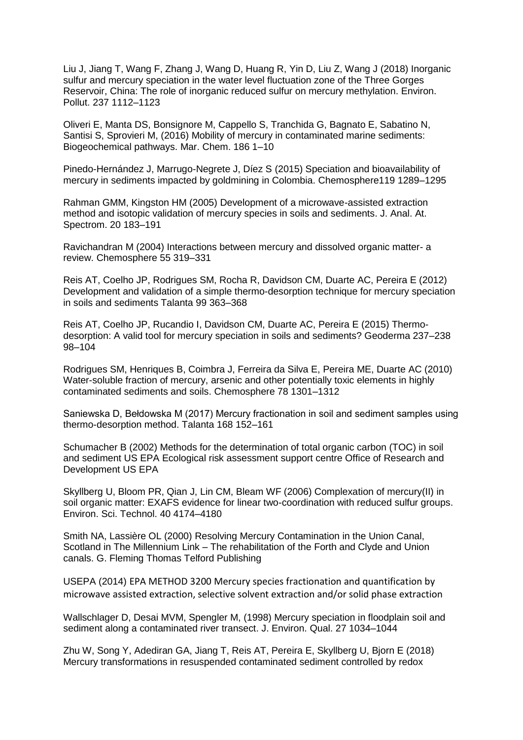Liu J, Jiang T, Wang F, Zhang J, Wang D, Huang R, Yin D, Liu Z, Wang J (2018) Inorganic sulfur and mercury speciation in the water level fluctuation zone of the Three Gorges Reservoir, China: The role of inorganic reduced sulfur on mercury methylation. Environ. Pollut. 237 1112–1123

Oliveri E, Manta DS, Bonsignore M, Cappello S, Tranchida G, Bagnato E, Sabatino N, Santisi S, Sprovieri M, (2016) Mobility of mercury in contaminated marine sediments: Biogeochemical pathways. Mar. Chem. 186 1–10

Pinedo-Hernández J, Marrugo-Negrete J, Díez S (2015) Speciation and bioavailability of mercury in sediments impacted by goldmining in Colombia. Chemosphere119 1289–1295

Rahman GMM, Kingston HM (2005) Development of a microwave-assisted extraction method and isotopic validation of mercury species in soils and sediments. J. Anal. At. Spectrom. 20 183–191

Ravichandran M (2004) Interactions between mercury and dissolved organic matter- a review. Chemosphere 55 319–331

Reis AT, Coelho JP, Rodrigues SM, Rocha R, Davidson CM, Duarte AC, Pereira E (2012) Development and validation of a simple thermo-desorption technique for mercury speciation in soils and sediments Talanta 99 363–368

Reis AT, Coelho JP, Rucandio I, Davidson CM, Duarte AC, Pereira E (2015) Thermo-desorption: A valid tool for mercury speciation in soils and sediments? Geoderma 237–238 98–104

Rodrigues SM, Henriques B, Coimbra J, Ferreira da Silva E, Pereira ME, Duarte AC (2010) Water-soluble fraction of mercury, arsenic and other potentially toxic elements in highly contaminated sediments and soils. Chemosphere 78 1301–1312

Saniewska D, Bełdowska M (2017) Mercury fractionation in soil and sediment samples using thermo-desorption method. Talanta 168 152–161

Schumacher B (2002) Methods for the determination of total organic carbon (TOC) in soil and sediment US EPA Ecological risk assessment support centre Office of Research and Development US EPA

Skyllberg U, Bloom PR, Qian J, Lin CM, Bleam WF (2006) Complexation of mercury(II) in soil organic matter: EXAFS evidence for linear two-coordination with reduced sulfur groups. Environ. Sci. Technol. 40 4174–4180

Smith NA, Lassière OL (2000) Resolving Mercury Contamination in the Union Canal, Scotland in The Millennium Link – The rehabilitation of the Forth and Clyde and Union canals. G. Fleming Thomas Telford Publishing

USEPA (2014) EPA METHOD 3200 Mercury species fractionation and quantification by microwave assisted extraction, selective solvent extraction and/or solid phase extraction

Wallschlager D, Desai MVM, Spengler M, (1998) Mercury speciation in floodplain soil and sediment along a contaminated river transect. J. Environ. Qual. 27 1034–1044

Zhu W, Song Y, Adediran GA, Jiang T, Reis AT, Pereira E, Skyllberg U, Bjorn E (2018) Mercury transformations in resuspended contaminated sediment controlled by redox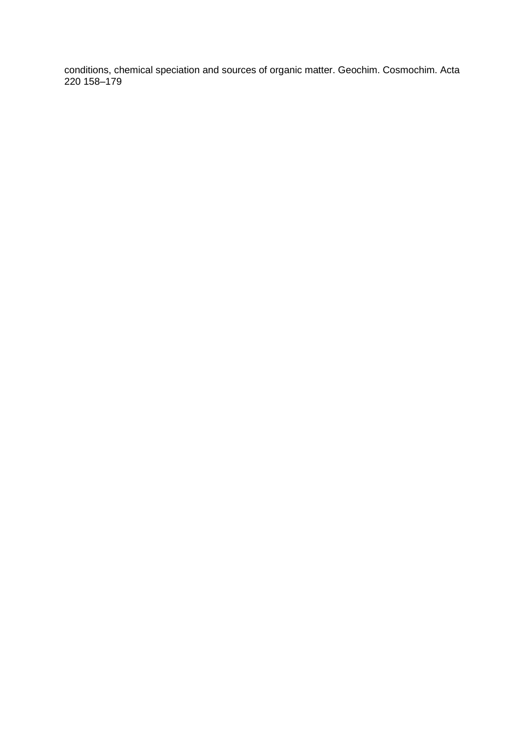conditions, chemical speciation and sources of organic matter. Geochim. Cosmochim. Acta 220 158–179